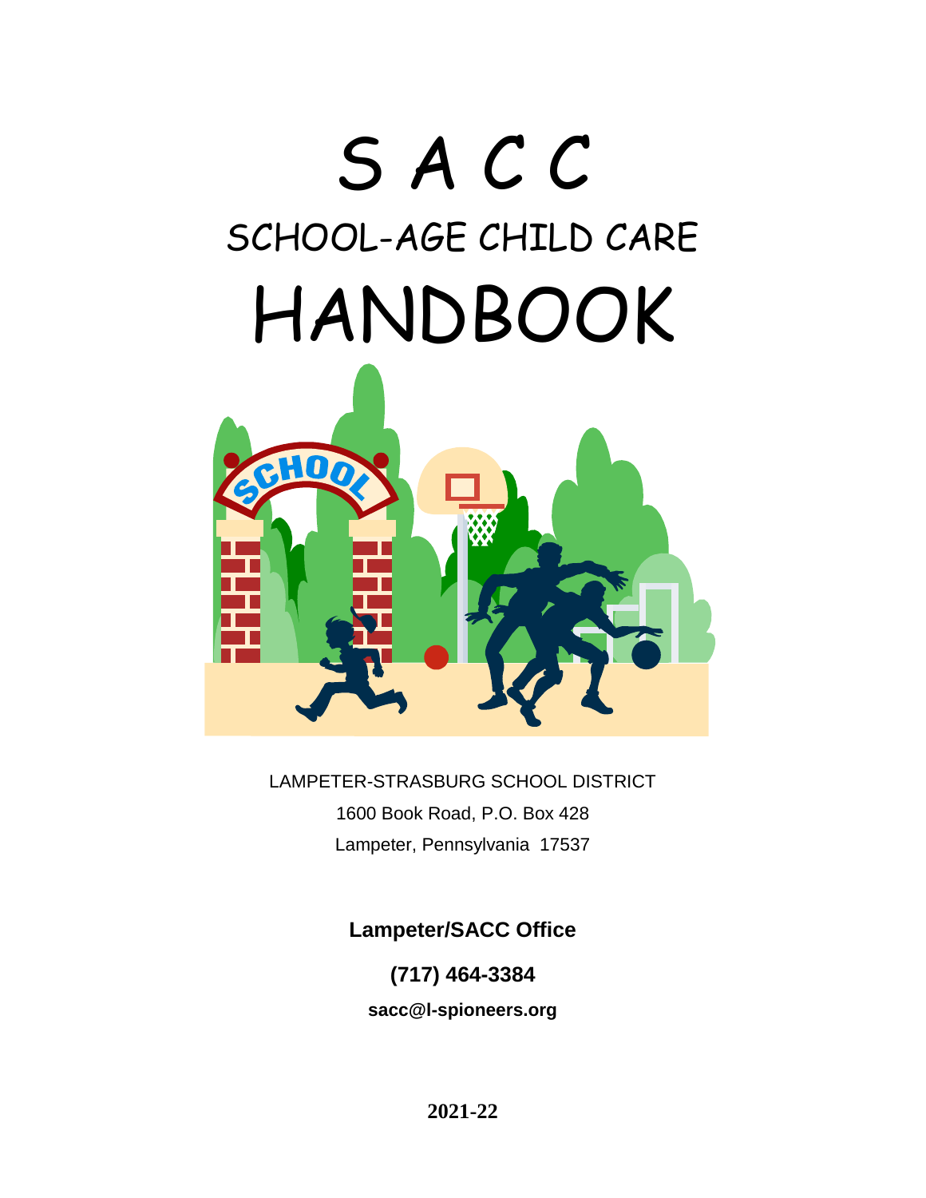# S A C C

## SCHOOL-AGE CHILD CARE

# HANDBOOK

LAMPETER-STRASBURG SCHOOL DISTRICT

1600 Book Road, P.O. Box 428

Lampeter, Pennsylvania 17537

**Lampeter/SACC Office**

**(717) 464-3384**

**sacc@l-spioneers.org**

**2021-22**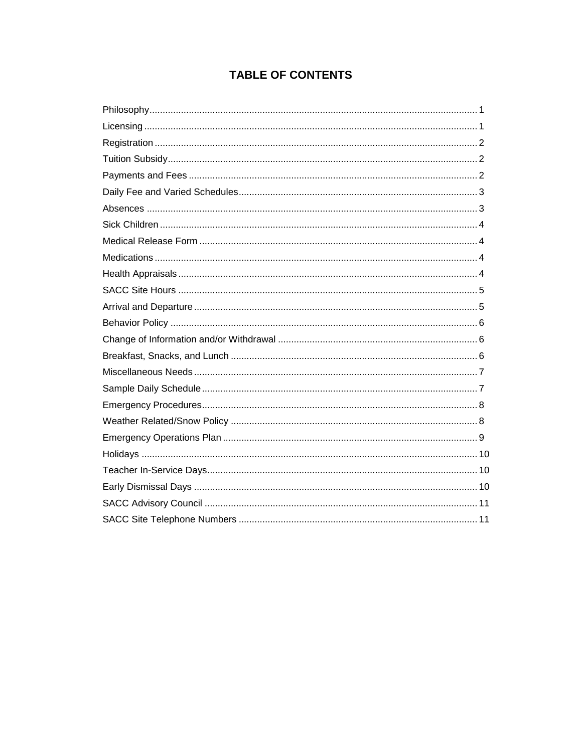# TABLE OF CONTENTS

| Section | Page |
| --- | --- |
| Philosophy | 1 |
| Licensing | 1 |
| Registration | 2 |
| Tuition Subsidy | 2 |
| Payments and Fees | 2 |
| Daily Fee and Varied Schedules | 3 |
| Absences | 3 |
| Sick Children | 4 |
| Medical Release Form | 4 |
| Medications | 4 |
| Health Appraisals | 4 |
| SACC Site Hours | 5 |
| Arrival and Departure | 5 |
| Behavior Policy | 6 |
| Change of Information and/or Withdrawal | 6 |
| Breakfast, Snacks, and Lunch | 6 |
| Miscellaneous Needs | 7 |
| Sample Daily Schedule | 7 |
| Emergency Procedures | 8 |
| Weather Related/Snow Policy | 8 |
| Emergency Operations Plan | 9 |
| Holidays | 10 |
| Teacher In-Service Days | 10 |
| Early Dismissal Days | 10 |
| SACC Advisory Council | 11 |
| SACC Site Telephone Numbers | 11 |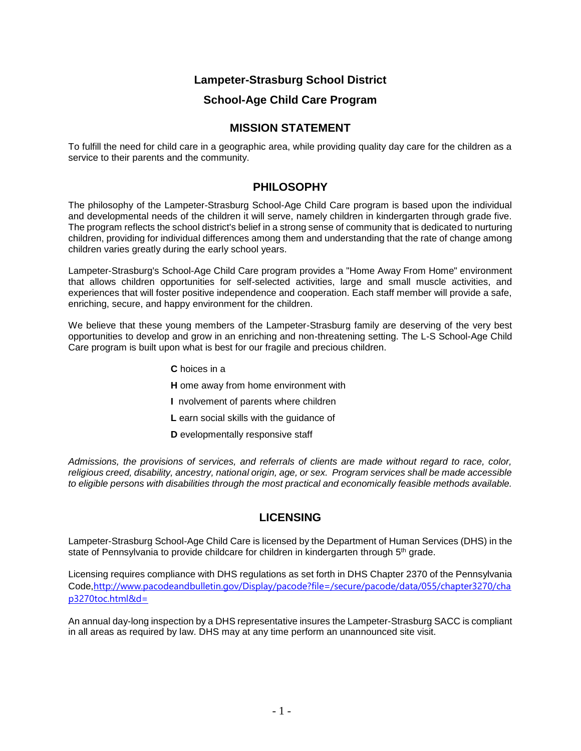# Lampeter-Strasburg School District

## School-Age Child Care Program

## MISSION STATEMENT

To fulfill the need for child care in a geographic area, while providing quality day care for the children as a service to their parents and the community.

## PHILOSOPHY

The philosophy of the Lampeter-Strasburg School-Age Child Care program is based upon the individual and developmental needs of the children it will serve, namely children in kindergarten through grade five. The program reflects the school district's belief in a strong sense of community that is dedicated to nurturing children, providing for individual differences among them and understanding that the rate of change among children varies greatly during the early school years.

Lampeter-Strasburg's School-Age Child Care program provides a "Home Away From Home" environment that allows children opportunities for self-selected activities, large and small muscle activities, and experiences that will foster positive independence and cooperation. Each staff member will provide a safe, enriching, secure, and happy environment for the children.

We believe that these young members of the Lampeter-Strasburg family are deserving of the very best opportunities to develop and grow in an enriching and non-threatening setting. The L-S School-Age Child Care program is built upon what is best for our fragile and precious children.

**C** hoices in a

**H** ome away from home environment with

**I** nvolvement of parents where children

**L** earn social skills with the guidance of

**D** evelopmentally responsive staff

*Admissions, the provisions of services, and referrals of clients are made without regard to race, color, religious creed, disability, ancestry, national origin, age, or sex. Program services shall be made accessible to eligible persons with disabilities through the most practical and economically feasible methods available.*

## LICENSING

Lampeter-Strasburg School-Age Child Care is licensed by the Department of Human Services (DHS) in the state of Pennsylvania to provide childcare for children in kindergarten through 5th grade.

Licensing requires compliance with DHS regulations as set forth in DHS Chapter 2370 of the Pennsylvania Code, http://www.pacodeandbulletin.gov/Display/pacode?file=/secure/pacode/data/055/chapter3270/chap3270toc.html&d=

An annual day-long inspection by a DHS representative insures the Lampeter-Strasburg SACC is compliant in all areas as required by law. DHS may at any time perform an unannounced site visit.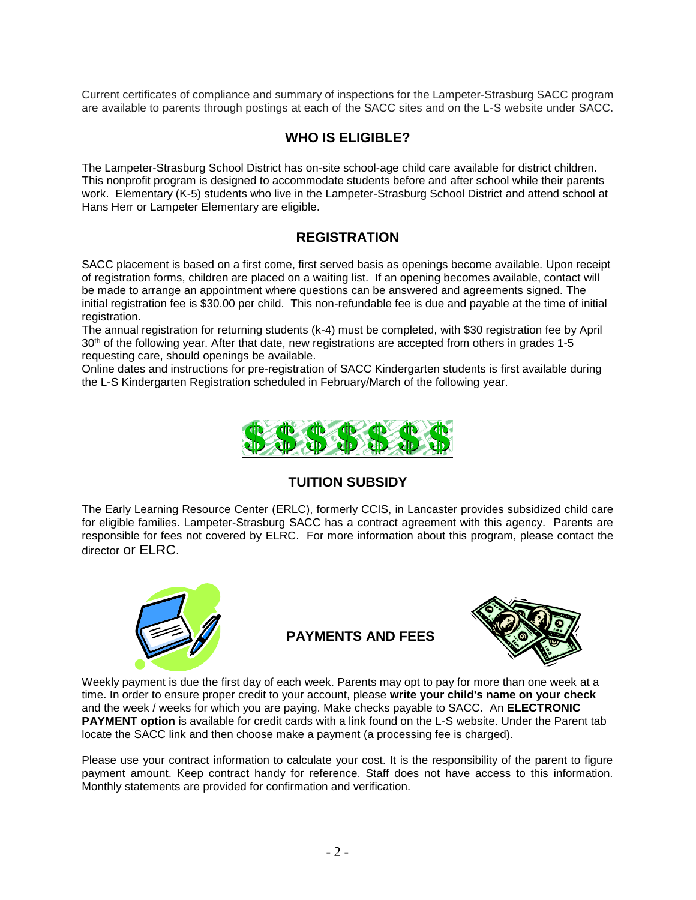Current certificates of compliance and summary of inspections for the Lampeter-Strasburg SACC program are available to parents through postings at each of the SACC sites and on the L-S website under SACC.

## WHO IS ELIGIBLE?

The Lampeter-Strasburg School District has on-site school-age child care available for district children. This nonprofit program is designed to accommodate students before and after school while their parents work. Elementary (K-5) students who live in the Lampeter-Strasburg School District and attend school at Hans Herr or Lampeter Elementary are eligible.

## REGISTRATION

SACC placement is based on a first come, first served basis as openings become available. Upon receipt of registration forms, children are placed on a waiting list. If an opening becomes available, contact will be made to arrange an appointment where questions can be answered and agreements signed. The initial registration fee is $30.00 per child. This non-refundable fee is due and payable at the time of initial registration.

The annual registration for returning students (k-4) must be completed, with $30 registration fee by April 30th of the following year. After that date, new registrations are accepted from others in grades 1-5 requesting care, should openings be available.

Online dates and instructions for pre-registration of SACC Kindergarten students is first available during the L-S Kindergarten Registration scheduled in February/March of the following year.

## TUITION SUBSIDY

The Early Learning Resource Center (ERLC), formerly CCIS, in Lancaster provides subsidized child care for eligible families. Lampeter-Strasburg SACC has a contract agreement with this agency. Parents are responsible for fees not covered by ELRC. For more information about this program, please contact the director or ELRC.

## PAYMENTS AND FEES

Weekly payment is due the first day of each week. Parents may opt to pay for more than one week at a time. In order to ensure proper credit to your account, please **write your child's name on your check** and the week / weeks for which you are paying. Make checks payable to SACC. An **ELECTRONIC PAYMENT option** is available for credit cards with a link found on the L-S website. Under the Parent tab locate the SACC link and then choose make a payment (a processing fee is charged).

Please use your contract information to calculate your cost. It is the responsibility of the parent to figure payment amount. Keep contract handy for reference. Staff does not have access to this information. Monthly statements are provided for confirmation and verification.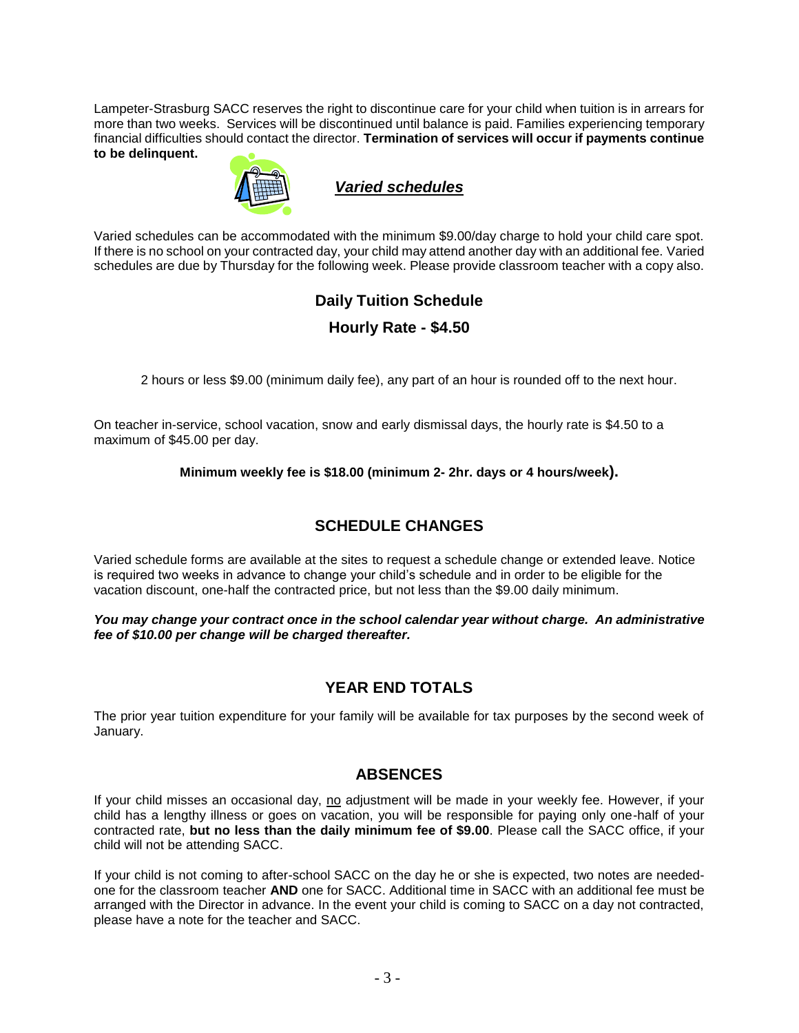Lampeter-Strasburg SACC reserves the right to discontinue care for your child when tuition is in arrears for more than two weeks. Services will be discontinued until balance is paid. Families experiencing temporary financial difficulties should contact the director. **Termination of services will occur if payments continue to be delinquent.**

## ***Varied schedules***

Varied schedules can be accommodated with the minimum $9.00/day charge to hold your child care spot. If there is no school on your contracted day, your child may attend another day with an additional fee. Varied schedules are due by Thursday for the following week. Please provide classroom teacher with a copy also.

## Daily Tuition Schedule

## Hourly Rate - $4.50

2 hours or less $9.00 (minimum daily fee), any part of an hour is rounded off to the next hour.

On teacher in-service, school vacation, snow and early dismissal days, the hourly rate is $4.50 to a maximum of $45.00 per day.

**Minimum weekly fee is $18.00 (minimum 2- 2hr. days or 4 hours/week).**

## SCHEDULE CHANGES

Varied schedule forms are available at the sites to request a schedule change or extended leave. Notice is required two weeks in advance to change your child's schedule and in order to be eligible for the vacation discount, one-half the contracted price, but not less than the $9.00 daily minimum.

***You may change your contract once in the school calendar year without charge. An administrative fee of $10.00 per change will be charged thereafter.***

## YEAR END TOTALS

The prior year tuition expenditure for your family will be available for tax purposes by the second week of January.

## ABSENCES

If your child misses an occasional day, no adjustment will be made in your weekly fee. However, if your child has a lengthy illness or goes on vacation, you will be responsible for paying only one-half of your contracted rate, **but no less than the daily minimum fee of $9.00**. Please call the SACC office, if your child will not be attending SACC.

If your child is not coming to after-school SACC on the day he or she is expected, two notes are needed- one for the classroom teacher **AND** one for SACC. Additional time in SACC with an additional fee must be arranged with the Director in advance. In the event your child is coming to SACC on a day not contracted, please have a note for the teacher and SACC.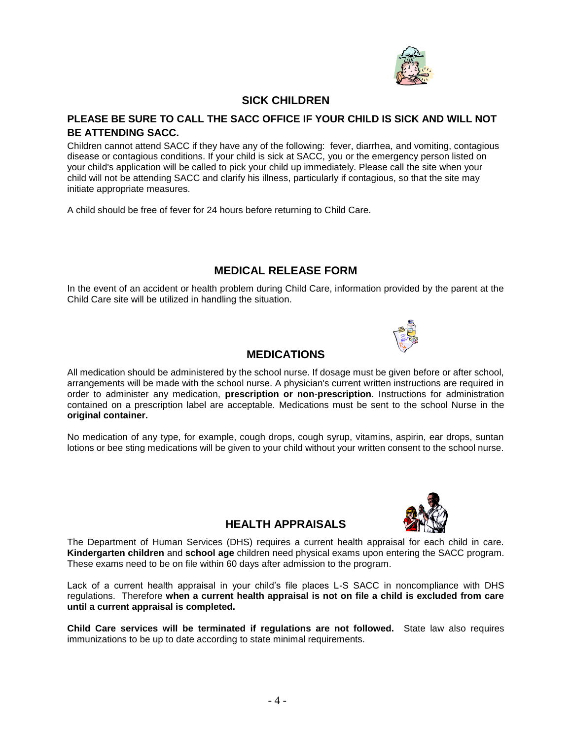## SICK CHILDREN

**PLEASE BE SURE TO CALL THE SACC OFFICE IF YOUR CHILD IS SICK AND WILL NOT BE ATTENDING SACC.**

Children cannot attend SACC if they have any of the following: fever, diarrhea, and vomiting, contagious disease or contagious conditions. If your child is sick at SACC, you or the emergency person listed on your child's application will be called to pick your child up immediately. Please call the site when your child will not be attending SACC and clarify his illness, particularly if contagious, so that the site may initiate appropriate measures.

A child should be free of fever for 24 hours before returning to Child Care.

## MEDICAL RELEASE FORM

In the event of an accident or health problem during Child Care, information provided by the parent at the Child Care site will be utilized in handling the situation.

## MEDICATIONS

All medication should be administered by the school nurse. If dosage must be given before or after school, arrangements will be made with the school nurse. A physician's current written instructions are required in order to administer any medication, **prescription or non-prescription**. Instructions for administration contained on a prescription label are acceptable. Medications must be sent to the school Nurse in the **original container.**

No medication of any type, for example, cough drops, cough syrup, vitamins, aspirin, ear drops, suntan lotions or bee sting medications will be given to your child without your written consent to the school nurse.

## HEALTH APPRAISALS

The Department of Human Services (DHS) requires a current health appraisal for each child in care. **Kindergarten children** and **school age** children need physical exams upon entering the SACC program. These exams need to be on file within 60 days after admission to the program.

Lack of a current health appraisal in your child's file places L-S SACC in noncompliance with DHS regulations. Therefore **when a current health appraisal is not on file a child is excluded from care until a current appraisal is completed.**

**Child Care services will be terminated if regulations are not followed.** State law also requires immunizations to be up to date according to state minimal requirements.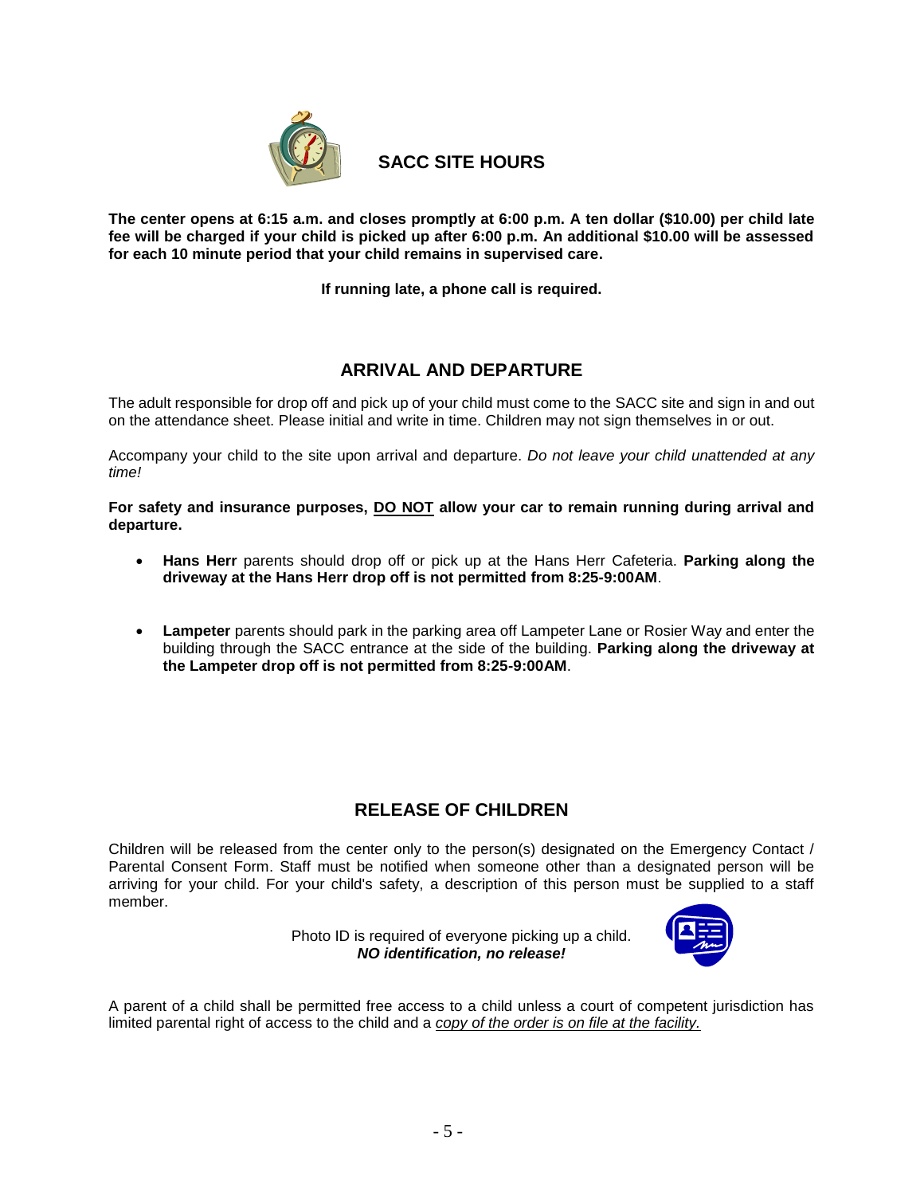## SACC SITE HOURS

**The center opens at 6:15 a.m. and closes promptly at 6:00 p.m. A ten dollar ($10.00) per child late fee will be charged if your child is picked up after 6:00 p.m. An additional $10.00 will be assessed for each 10 minute period that your child remains in supervised care.**

**If running late, a phone call is required.**

## ARRIVAL AND DEPARTURE

The adult responsible for drop off and pick up of your child must come to the SACC site and sign in and out on the attendance sheet. Please initial and write in time. Children may not sign themselves in or out.

Accompany your child to the site upon arrival and departure. *Do not leave your child unattended at any time!*

**For safety and insurance purposes, <u>DO NOT</u> allow your car to remain running during arrival and departure.**

- **Hans Herr** parents should drop off or pick up at the Hans Herr Cafeteria. **Parking along the driveway at the Hans Herr drop off is not permitted from 8:25-9:00AM**.
- **Lampeter** parents should park in the parking area off Lampeter Lane or Rosier Way and enter the building through the SACC entrance at the side of the building. **Parking along the driveway at the Lampeter drop off is not permitted from 8:25-9:00AM**.

## RELEASE OF CHILDREN

Children will be released from the center only to the person(s) designated on the Emergency Contact / Parental Consent Form. Staff must be notified when someone other than a designated person will be arriving for your child. For your child's safety, a description of this person must be supplied to a staff member.

Photo ID is required of everyone picking up a child.
***NO identification, no release!***

A parent of a child shall be permitted free access to a child unless a court of competent jurisdiction has limited parental right of access to the child and a <u>*copy of the order is on file at the facility.*</u>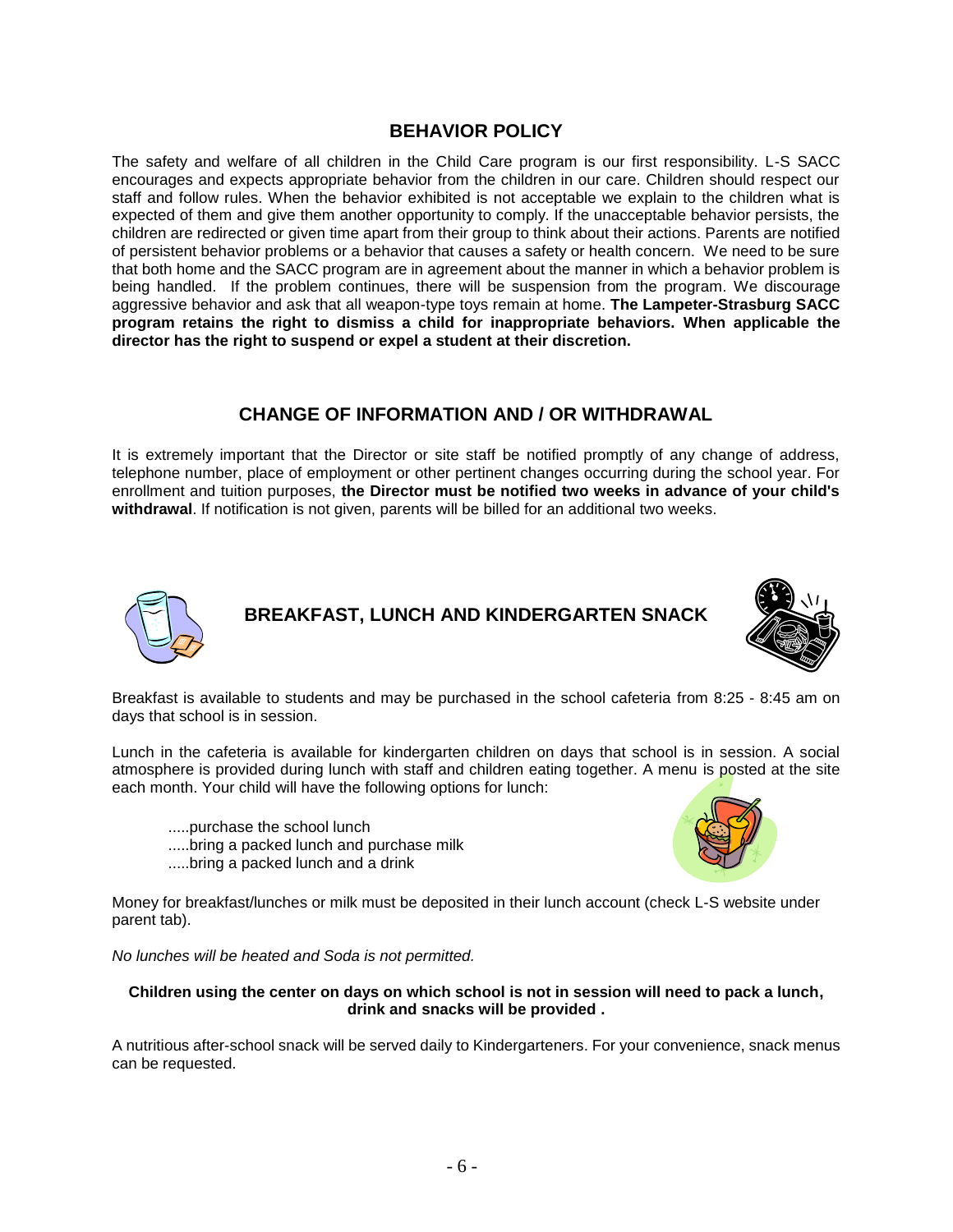## BEHAVIOR POLICY

The safety and welfare of all children in the Child Care program is our first responsibility. L-S SACC encourages and expects appropriate behavior from the children in our care. Children should respect our staff and follow rules. When the behavior exhibited is not acceptable we explain to the children what is expected of them and give them another opportunity to comply. If the unacceptable behavior persists, the children are redirected or given time apart from their group to think about their actions. Parents are notified of persistent behavior problems or a behavior that causes a safety or health concern. We need to be sure that both home and the SACC program are in agreement about the manner in which a behavior problem is being handled. If the problem continues, there will be suspension from the program. We discourage aggressive behavior and ask that all weapon-type toys remain at home. **The Lampeter-Strasburg SACC program retains the right to dismiss a child for inappropriate behaviors. When applicable the director has the right to suspend or expel a student at their discretion.**

## CHANGE OF INFORMATION AND / OR WITHDRAWAL

It is extremely important that the Director or site staff be notified promptly of any change of address, telephone number, place of employment or other pertinent changes occurring during the school year. For enrollment and tuition purposes, **the Director must be notified two weeks in advance of your child's withdrawal**. If notification is not given, parents will be billed for an additional two weeks.

## BREAKFAST, LUNCH AND KINDERGARTEN SNACK

Breakfast is available to students and may be purchased in the school cafeteria from 8:25 - 8:45 am on days that school is in session.

Lunch in the cafeteria is available for kindergarten children on days that school is in session. A social atmosphere is provided during lunch with staff and children eating together. A menu is posted at the site each month. Your child will have the following options for lunch:

.....purchase the school lunch
.....bring a packed lunch and purchase milk
.....bring a packed lunch and a drink

Money for breakfast/lunches or milk must be deposited in their lunch account (check L-S website under parent tab).

*No lunches will be heated and Soda is not permitted.*

**Children using the center on days on which school is not in session will need to pack a lunch, drink and snacks will be provided .**

A nutritious after-school snack will be served daily to Kindergarteners. For your convenience, snack menus can be requested.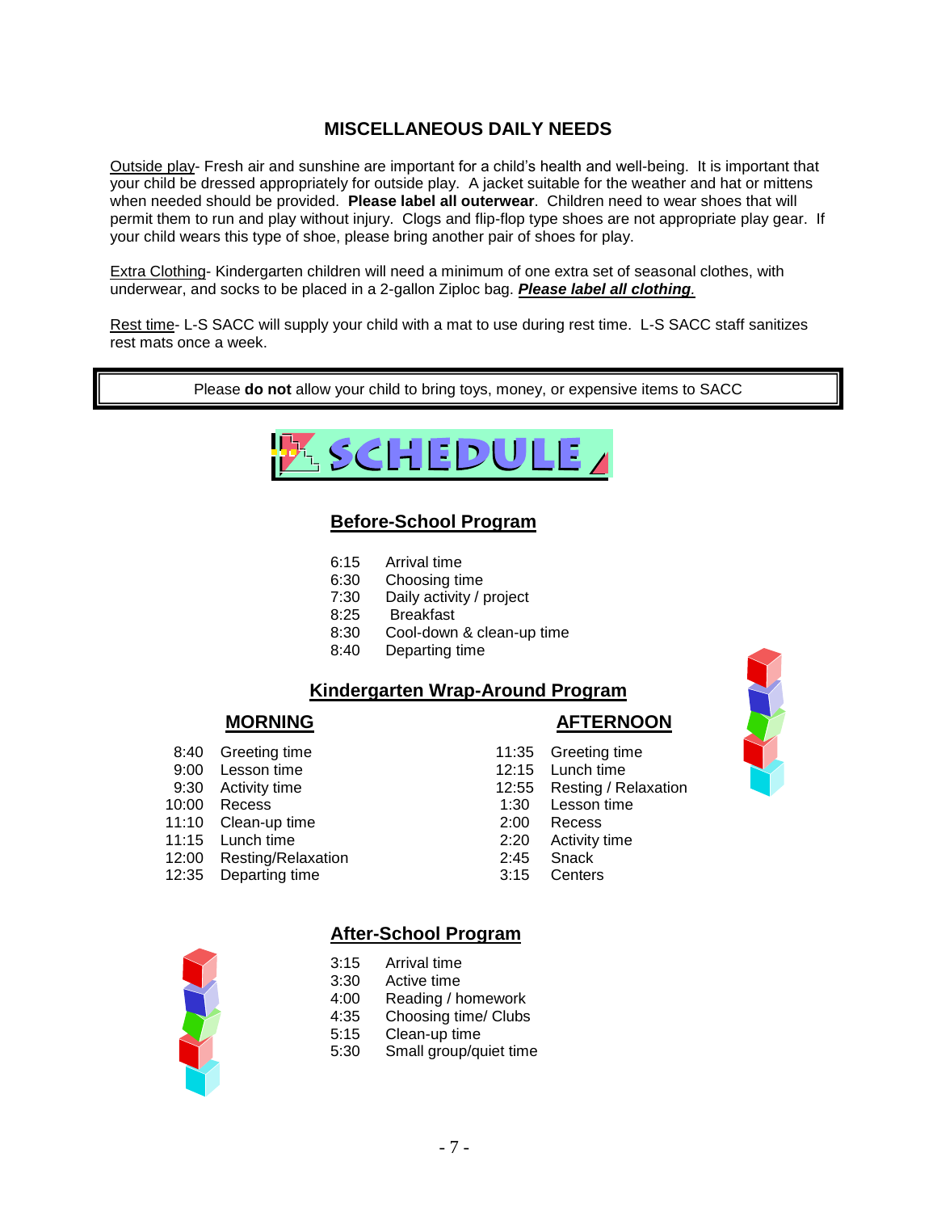## MISCELLANEOUS DAILY NEEDS

Outside play- Fresh air and sunshine are important for a child's health and well-being. It is important that your child be dressed appropriately for outside play. A jacket suitable for the weather and hat or mittens when needed should be provided. **Please label all outerwear**. Children need to wear shoes that will permit them to run and play without injury. Clogs and flip-flop type shoes are not appropriate play gear. If your child wears this type of shoe, please bring another pair of shoes for play.

Extra Clothing- Kindergarten children will need a minimum of one extra set of seasonal clothes, with underwear, and socks to be placed in a 2-gallon Ziploc bag. ***Please label all clothing***.

Rest time- L-S SACC will supply your child with a mat to use during rest time. L-S SACC staff sanitizes rest mats once a week.

Please **do not** allow your child to bring toys, money, or expensive items to SACC

# SCHEDULE

### Before-School Program

| | |
|---|---|
| 6:15 | Arrival time |
| 6:30 | Choosing time |
| 7:30 | Daily activity / project |
| 8:25 | Breakfast |
| 8:30 | Cool-down & clean-up time |
| 8:40 | Departing time |

### Kindergarten Wrap-Around Program

#### MORNING

| | |
|---|---|
| 8:40 | Greeting time |
| 9:00 | Lesson time |
| 9:30 | Activity time |
| 10:00 | Recess |
| 11:10 | Clean-up time |
| 11:15 | Lunch time |
| 12:00 | Resting/Relaxation |
| 12:35 | Departing time |

#### AFTERNOON

| | |
|---|---|
| 11:35 | Greeting time |
| 12:15 | Lunch time |
| 12:55 | Resting / Relaxation |
| 1:30 | Lesson time |
| 2:00 | Recess |
| 2:20 | Activity time |
| 2:45 | Snack |
| 3:15 | Centers |

### After-School Program

| | |
|---|---|
| 3:15 | Arrival time |
| 3:30 | Active time |
| 4:00 | Reading / homework |
| 4:35 | Choosing time/ Clubs |
| 5:15 | Clean-up time |
| 5:30 | Small group/quiet time |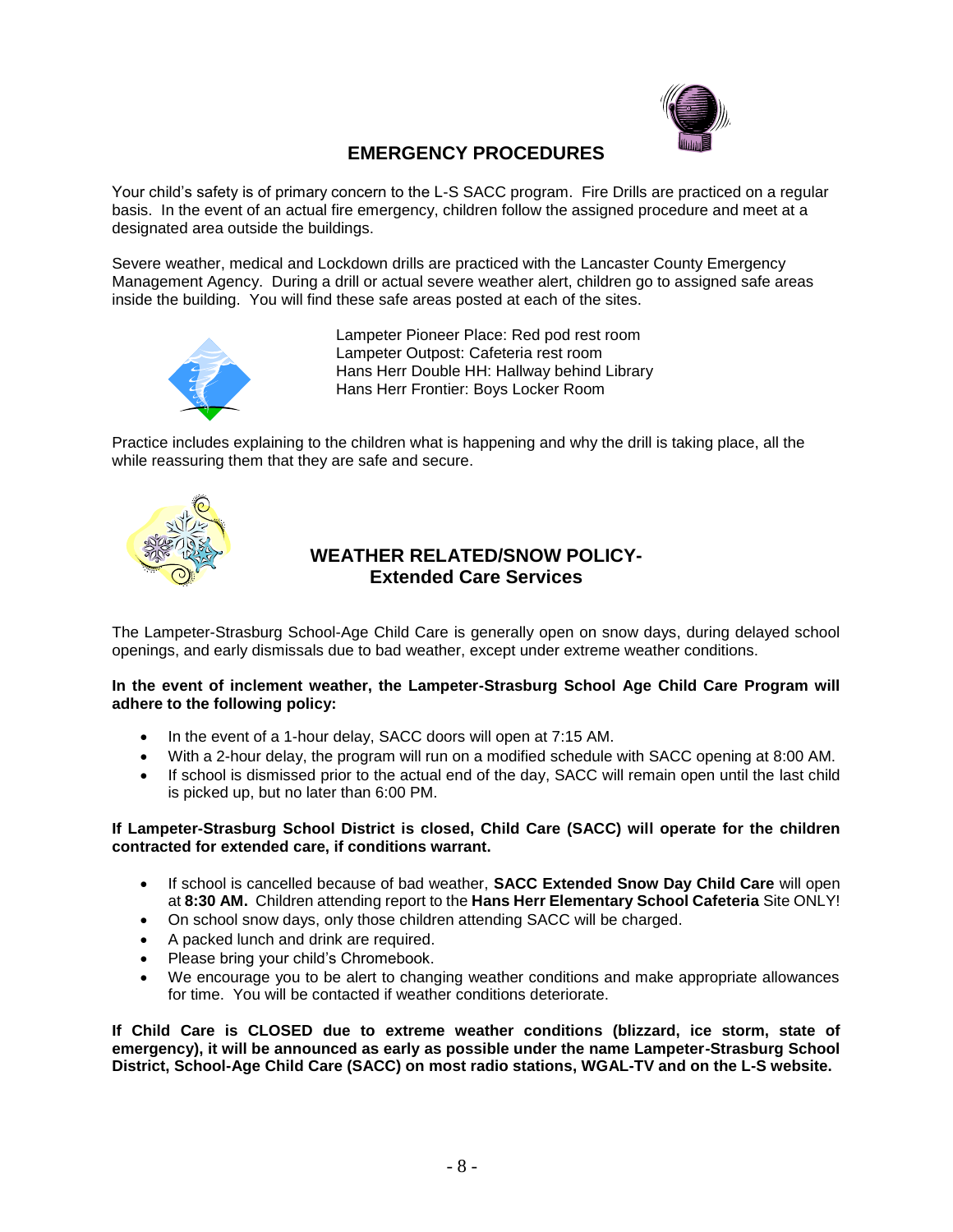## EMERGENCY PROCEDURES

Your child's safety is of primary concern to the L-S SACC program. Fire Drills are practiced on a regular basis. In the event of an actual fire emergency, children follow the assigned procedure and meet at a designated area outside the buildings.

Severe weather, medical and Lockdown drills are practiced with the Lancaster County Emergency Management Agency. During a drill or actual severe weather alert, children go to assigned safe areas inside the building. You will find these safe areas posted at each of the sites.

Lampeter Pioneer Place: Red pod rest room
Lampeter Outpost: Cafeteria rest room
Hans Herr Double HH: Hallway behind Library
Hans Herr Frontier: Boys Locker Room

Practice includes explaining to the children what is happening and why the drill is taking place, all the while reassuring them that they are safe and secure.

## WEATHER RELATED/SNOW POLICY- Extended Care Services

The Lampeter-Strasburg School-Age Child Care is generally open on snow days, during delayed school openings, and early dismissals due to bad weather, except under extreme weather conditions.

**In the event of inclement weather, the Lampeter-Strasburg School Age Child Care Program will adhere to the following policy:**

- In the event of a 1-hour delay, SACC doors will open at 7:15 AM.
- With a 2-hour delay, the program will run on a modified schedule with SACC opening at 8:00 AM.
- If school is dismissed prior to the actual end of the day, SACC will remain open until the last child is picked up, but no later than 6:00 PM.

**If Lampeter-Strasburg School District is closed, Child Care (SACC) will operate for the children contracted for extended care, if conditions warrant.**

- If school is cancelled because of bad weather, **SACC Extended Snow Day Child Care** will open at **8:30 AM.** Children attending report to the **Hans Herr Elementary School Cafeteria** Site ONLY!
- On school snow days, only those children attending SACC will be charged.
- A packed lunch and drink are required.
- Please bring your child's Chromebook.
- We encourage you to be alert to changing weather conditions and make appropriate allowances for time. You will be contacted if weather conditions deteriorate.

**If Child Care is CLOSED due to extreme weather conditions (blizzard, ice storm, state of emergency), it will be announced as early as possible under the name Lampeter-Strasburg School District, School-Age Child Care (SACC) on most radio stations, WGAL-TV and on the L-S website.**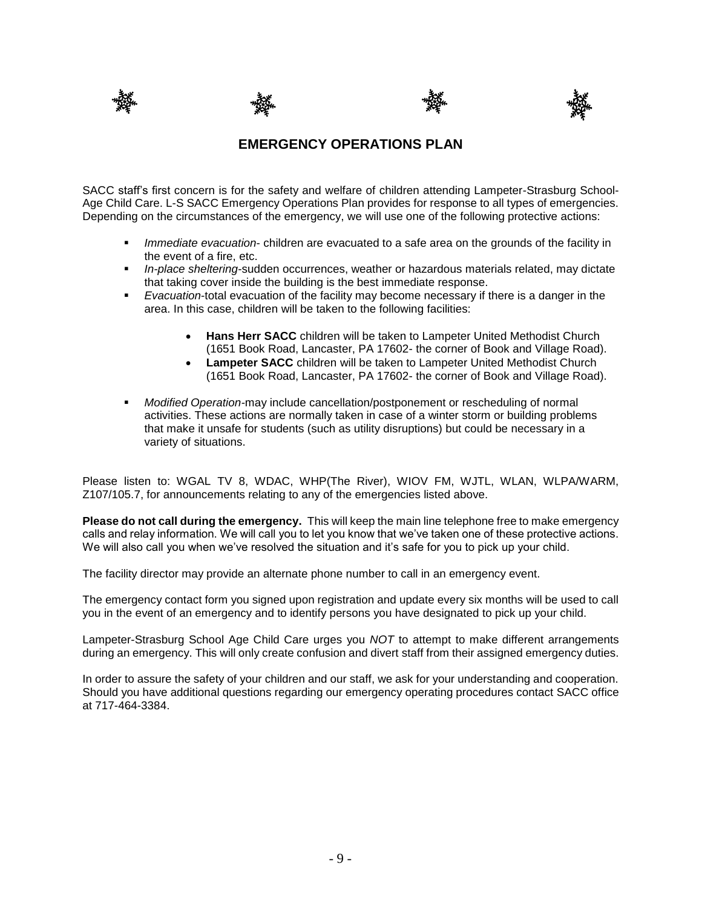# EMERGENCY OPERATIONS PLAN

SACC staff's first concern is for the safety and welfare of children attending Lampeter-Strasburg School-Age Child Care. L-S SACC Emergency Operations Plan provides for response to all types of emergencies. Depending on the circumstances of the emergency, we will use one of the following protective actions:

- *Immediate evacuation*- children are evacuated to a safe area on the grounds of the facility in the event of a fire, etc.
- *In-place sheltering*-sudden occurrences, weather or hazardous materials related, may dictate that taking cover inside the building is the best immediate response.
- *Evacuation*-total evacuation of the facility may become necessary if there is a danger in the area. In this case, children will be taken to the following facilities:
  - **Hans Herr SACC** children will be taken to Lampeter United Methodist Church (1651 Book Road, Lancaster, PA 17602- the corner of Book and Village Road).
  - **Lampeter SACC** children will be taken to Lampeter United Methodist Church (1651 Book Road, Lancaster, PA 17602- the corner of Book and Village Road).
- *Modified Operation*-may include cancellation/postponement or rescheduling of normal activities. These actions are normally taken in case of a winter storm or building problems that make it unsafe for students (such as utility disruptions) but could be necessary in a variety of situations.

Please listen to: WGAL TV 8, WDAC, WHP(The River), WIOV FM, WJTL, WLAN, WLPA/WARM, Z107/105.7, for announcements relating to any of the emergencies listed above.

**Please do not call during the emergency.** This will keep the main line telephone free to make emergency calls and relay information. We will call you to let you know that we've taken one of these protective actions. We will also call you when we've resolved the situation and it's safe for you to pick up your child.

The facility director may provide an alternate phone number to call in an emergency event.

The emergency contact form you signed upon registration and update every six months will be used to call you in the event of an emergency and to identify persons you have designated to pick up your child.

Lampeter-Strasburg School Age Child Care urges you *NOT* to attempt to make different arrangements during an emergency. This will only create confusion and divert staff from their assigned emergency duties.

In order to assure the safety of your children and our staff, we ask for your understanding and cooperation. Should you have additional questions regarding our emergency operating procedures contact SACC office at 717-464-3384.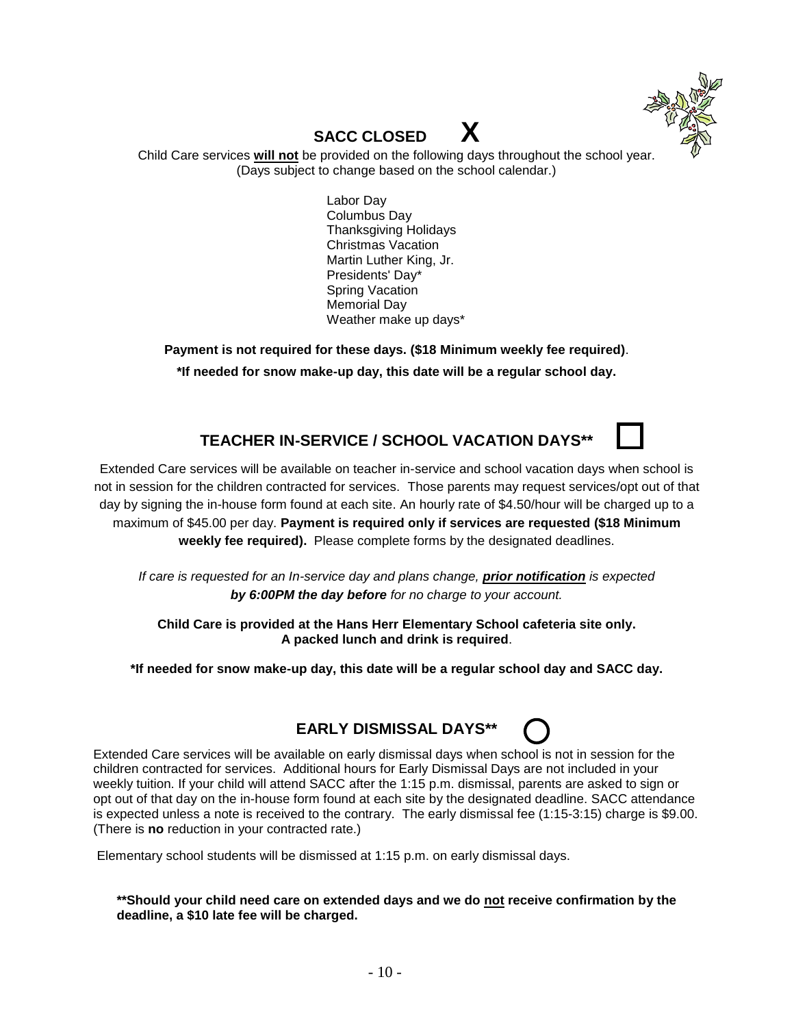## SACC CLOSED X

Child Care services **will not** be provided on the following days throughout the school year. (Days subject to change based on the school calendar.)

- Labor Day
- Columbus Day
- Thanksgiving Holidays
- Christmas Vacation
- Martin Luther King, Jr.
- Presidents' Day*
- Spring Vacation
- Memorial Day
- Weather make up days*

**Payment is not required for these days. ($18 Minimum weekly fee required)**.

**\*If needed for snow make-up day, this date will be a regular school day.**

## TEACHER IN-SERVICE / SCHOOL VACATION DAYS** ☐

Extended Care services will be available on teacher in-service and school vacation days when school is not in session for the children contracted for services. Those parents may request services/opt out of that day by signing the in-house form found at each site. An hourly rate of $4.50/hour will be charged up to a maximum of $45.00 per day. **Payment is required only if services are requested ($18 Minimum weekly fee required).** Please complete forms by the designated deadlines.

*If care is requested for an In-service day and plans change, **prior notification** is expected **by 6:00PM the day before** for no charge to your account.*

**Child Care is provided at the Hans Herr Elementary School cafeteria site only.**
**A packed lunch and drink is required**.

**\*If needed for snow make-up day, this date will be a regular school day and SACC day.**

## EARLY DISMISSAL DAYS** ○

Extended Care services will be available on early dismissal days when school is not in session for the children contracted for services. Additional hours for Early Dismissal Days are not included in your weekly tuition. If your child will attend SACC after the 1:15 p.m. dismissal, parents are asked to sign or opt out of that day on the in-house form found at each site by the designated deadline. SACC attendance is expected unless a note is received to the contrary. The early dismissal fee (1:15-3:15) charge is $9.00. (There is **no** reduction in your contracted rate.)

Elementary school students will be dismissed at 1:15 p.m. on early dismissal days.

**\*\*Should your child need care on extended days and we do <u>not</u> receive confirmation by the deadline, a $10 late fee will be charged.**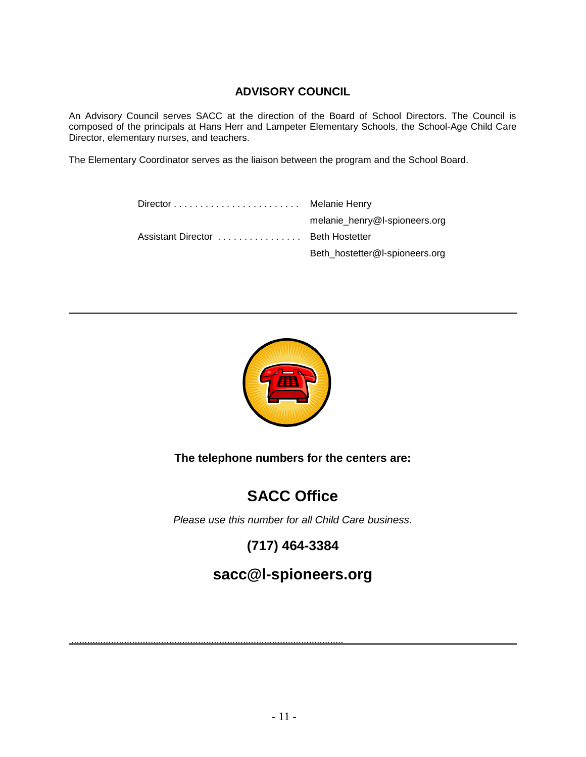## ADVISORY COUNCIL

An Advisory Council serves SACC at the direction of the Board of School Directors. The Council is composed of the principals at Hans Herr and Lampeter Elementary Schools, the School-Age Child Care Director, elementary nurses, and teachers.

The Elementary Coordinator serves as the liaison between the program and the School Board.

| | |
|---|---|
| Director . . . . . . . . . . . . . . . . . . . . . . . . | Melanie Henry |
| | melanie_henry@l-spioneers.org |
| Assistant Director . . . . . . . . . . . . . . . . | Beth Hostetter |
| | Beth_hostetter@l-spioneers.org |

---

**The telephone numbers for the centers are:**

# SACC Office

*Please use this number for all Child Care business.*

## (717) 464-3384

## sacc@l-spioneers.org